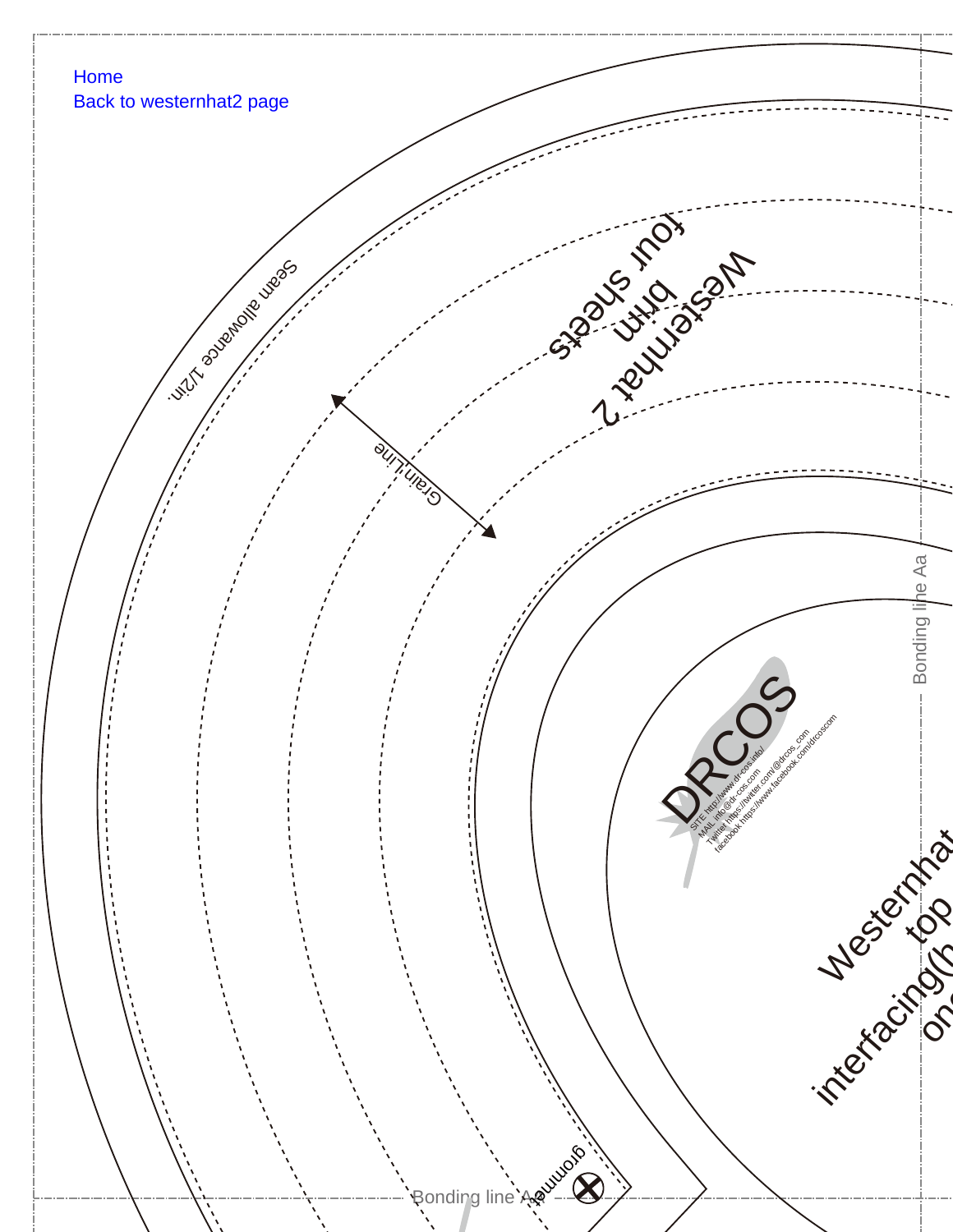Home
Back to westernhat2 page

Seam allowance 1/2in.

Westernhat 2
brim
four sheets

Grain Line

Bonding line Aa

DRCOS
SITE http://www.dr-cos.info/
MAIL info@dr-cos.com
Twitter https://twitter.com/@drcos_com
facebook https://www.facebook.com/drcoscom

Westernhat
top
interfacing(h
on

grommet

Bonding line Aa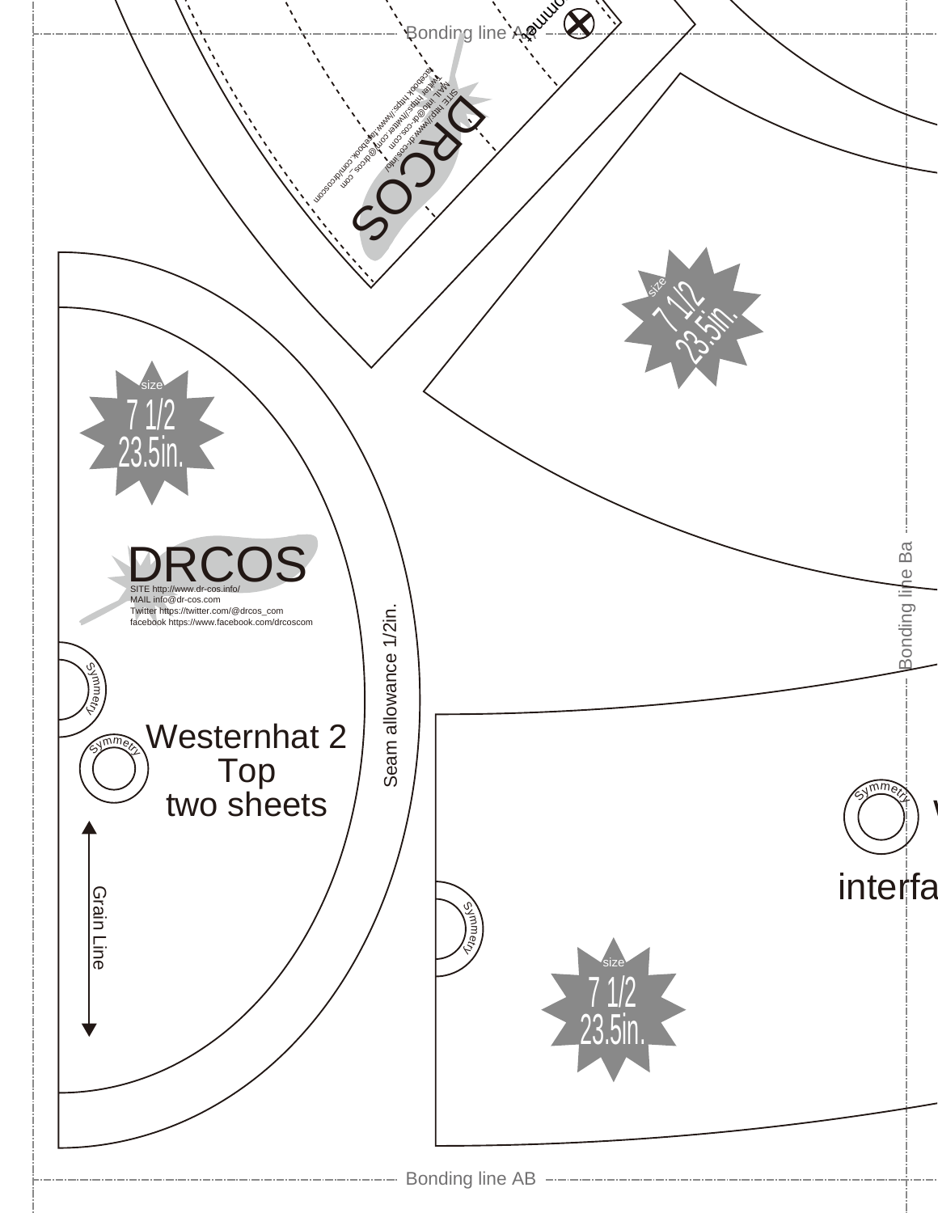Bonding line AA

DRCOS

SITE http://www.dr-cos.info/
MAIL info@dr-cos.com
Twitter https://twitter.com/@drcos_com
facebook https://www.facebook.com/drcoscom

size
7 1/2
23.5in.

size
7 1/2
23.5in.

DRCOS

SITE http://www.dr-cos.info/
MAIL info@dr-cos.com
Twitter https://twitter.com/@drcos_com
facebook https://www.facebook.com/drcoscom

Symmetry

Symmetry

Westernhat 2
Top
two sheets

Grain Line

Seam allowance 1/2in.

Bonding line Ba

Symmetry

interfa

Symmetry

size
7 1/2
23.5in.

Bonding line AB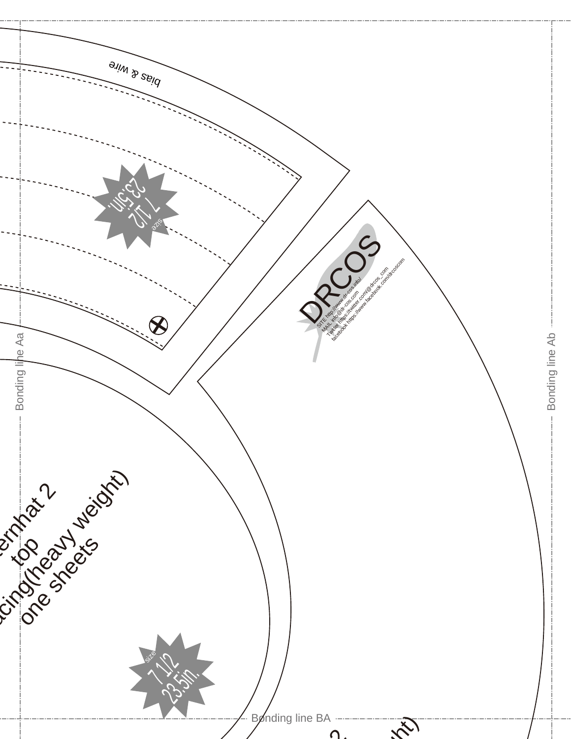bias & wire

size 7 1/2 23.5in.

DRCOS

SITE http://www.dr-cos.info/
MAIL info@dr-cos.com
Twitter https://twitter.com/@drcos_com
facebook https://www.facebook.com/drcoscom

Bonding line Aa

Bonding line Ab

ernhat 2
top
acing(heavy weight)
one sheets

size 7 1/2 23.5in.

Bonding line BA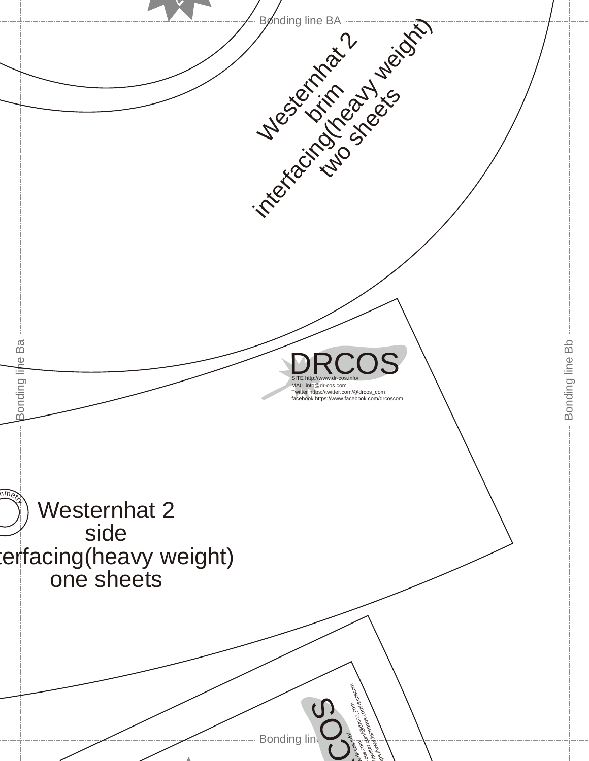Bonding line BA

Westernhat 2
brim
interfacing(heavy weight)
two sheets

Bonding line Ba

Bonding line Bb

DRCOS
SITE http://www.dr-cos.info/
MAIL info@dr-cos.com
Twitter https://twitter.com/@drcos_com
facebook https://www.facebook.com/drcoscom

Westernhat 2
side
terfacing(heavy weight)
one sheets

COS

Bonding line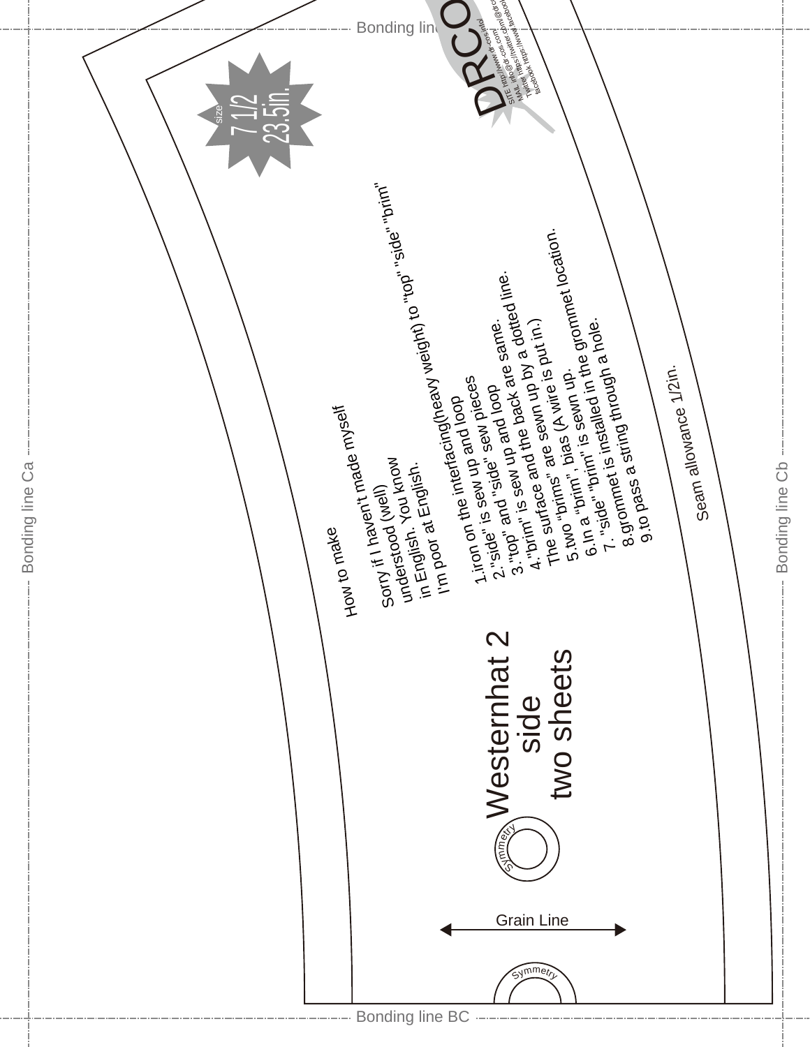Bonding line

Bonding line Ca

Bonding line Cb

Bonding line BC

size 7 1/2 23.5in.

DRCOS

SITE http://www.dr-cos.info/
MAIL info@dr-cos.com
Twitter https://twitter.com/@drcos
facebook https://www.facebook

# Westernhat 2 side two sheets

How to make

Sorry if I haven't made myself understood (well) in English. You know I'm poor at English.

1. iron on the interfacing(heavy weight) to "top" "side" "brim"
2. "side" is sew up and loop
3. "top" and "side" sew pieces are same.
4. "brim" is sew up and loop and the back are sewn up by a dotted line.
   The surface and the back are sewn up by a dotted line.
5. two "brims" are sewn up. (A wire is put in.)
6. In a "brim", bias is sewn up.
7. "side" "brim" is installed in the grommet location.
8. grommet is installed in a hole.
9. to pass a string through a hole.

Seam allowance 1/2in.

Symmetry

Grain Line

Symmetry